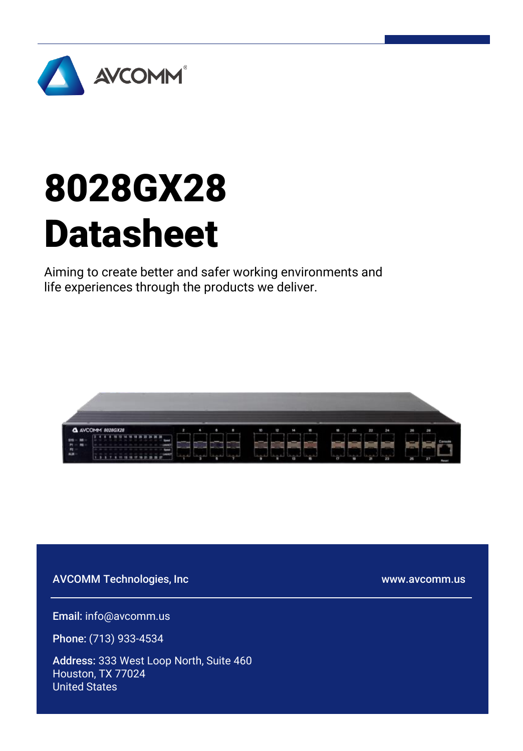# 8028GX28 Datasheet

Aiming to create better and safer working environments and life experiences through the products we deliver.

AVCOMM Technologies, Inc

www.avcomm.us

**Email:** info@avcomm.us

**Phone:** (713) 933-4534

**Address:** 333 West Loop North, Suite 460
Houston, TX 77024
United States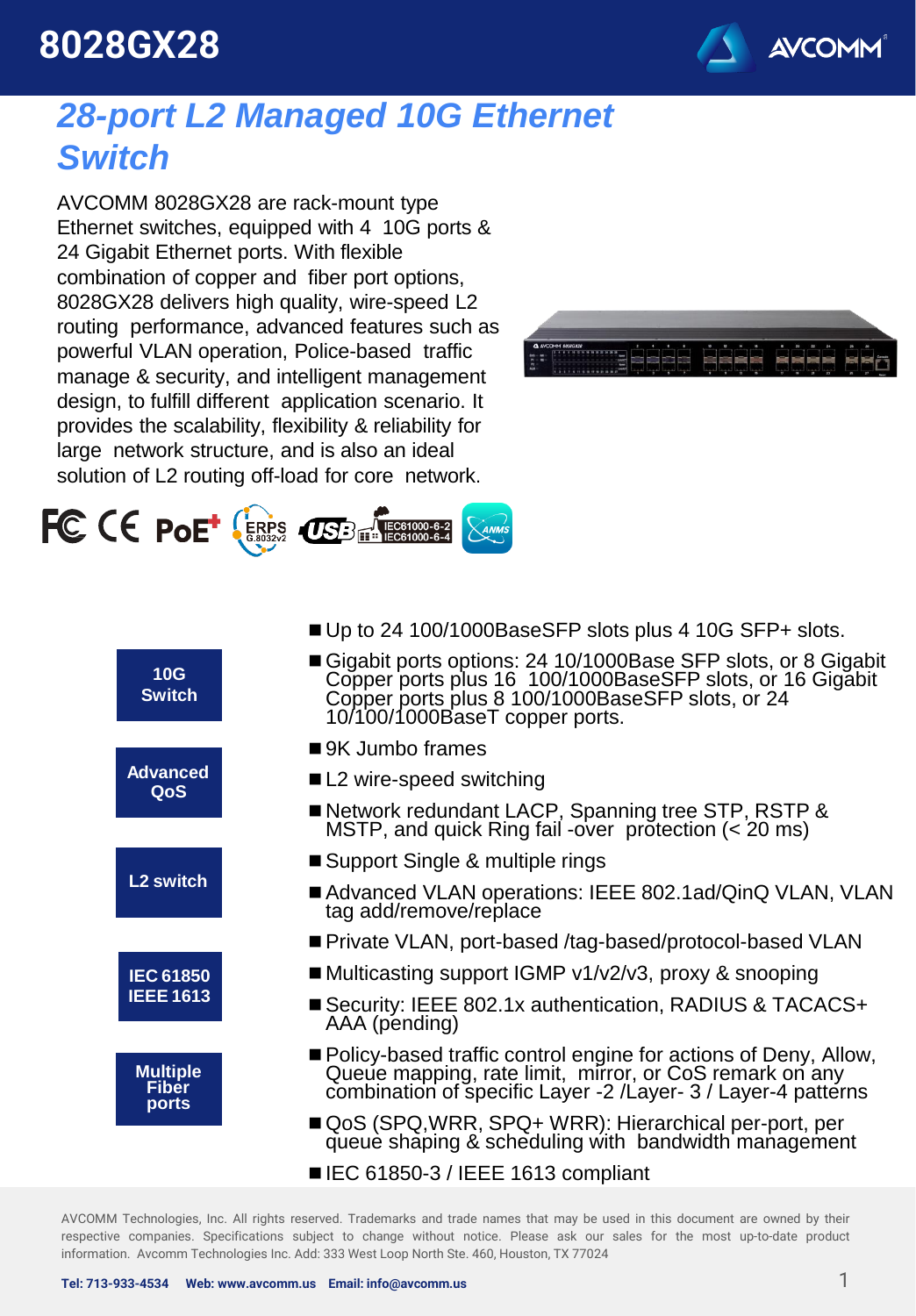# 8028GX28

## *28-port L2 Managed 10G Ethernet Switch*

AVCOMM 8028GX28 are rack-mount type Ethernet switches, equipped with 4 10G ports & 24 Gigabit Ethernet ports. With flexible combination of copper and fiber port options, 8028GX28 delivers high quality, wire-speed L2 routing performance, advanced features such as powerful VLAN operation, Police-based traffic manage & security, and intelligent management design, to fulfill different application scenario. It provides the scalability, flexibility & reliability for large network structure, and is also an ideal solution of L2 routing off-load for core network.

**10G Switch** | **Advanced QoS** | **L2 switch** | **IEC 61850 IEEE 1613** | **Multiple Fiber ports**

- Up to 24 100/1000BaseSFP slots plus 4 10G SFP+ slots.
- Gigabit ports options: 24 10/1000Base SFP slots, or 8 Gigabit Copper ports plus 16 100/1000BaseSFP slots, or 16 Gigabit Copper ports plus 8 100/1000BaseSFP slots, or 24 10/100/1000BaseT copper ports.
- 9K Jumbo frames
- L2 wire-speed switching
- Network redundant LACP, Spanning tree STP, RSTP & MSTP, and quick Ring fail -over protection (< 20 ms)
- Support Single & multiple rings
- Advanced VLAN operations: IEEE 802.1ad/QinQ VLAN, VLAN tag add/remove/replace
- Private VLAN, port-based /tag-based/protocol-based VLAN
- Multicasting support IGMP v1/v2/v3, proxy & snooping
- Security: IEEE 802.1x authentication, RADIUS & TACACS+ AAA (pending)
- Policy-based traffic control engine for actions of Deny, Allow, Queue mapping, rate limit, mirror, or CoS remark on any combination of specific Layer -2 /Layer- 3 / Layer-4 patterns
- QoS (SPQ,WRR, SPQ+ WRR): Hierarchical per-port, per queue shaping & scheduling with bandwidth management
- IEC 61850-3 / IEEE 1613 compliant

AVCOMM Technologies, Inc. All rights reserved. Trademarks and trade names that may be used in this document are owned by their respective companies. Specifications subject to change without notice. Please ask our sales for the most up-to-date product information. Avcomm Technologies Inc. Add: 333 West Loop North Ste. 460, Houston, TX 77024

**Tel: 713-933-4534 Web: www.avcomm.us Email: info@avcomm.us**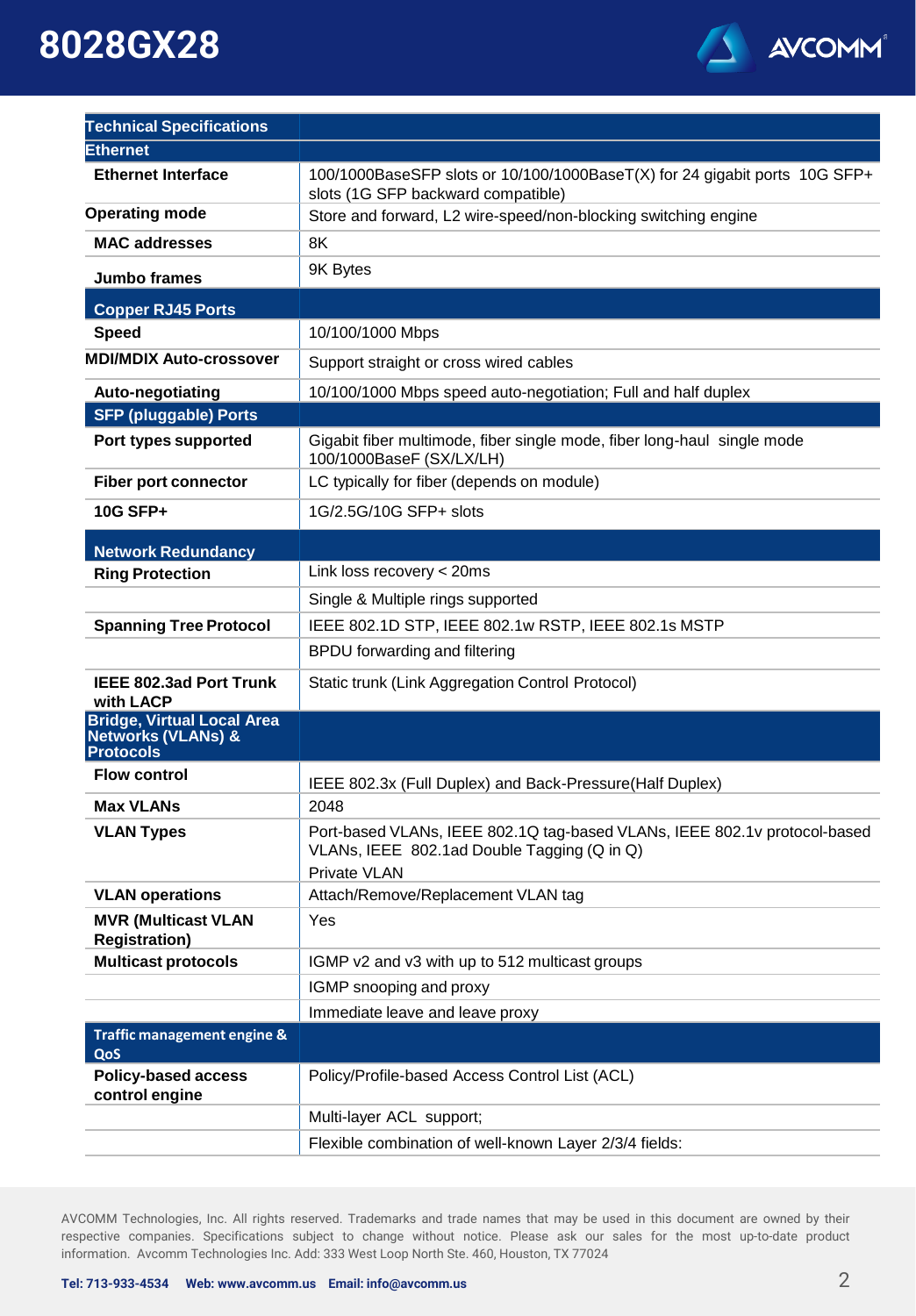# 8028GX28

| Technical Specifications | |
|---|---|
| **Ethernet** | |
| **Ethernet Interface** | 100/1000BaseSFP slots or 10/100/1000BaseT(X) for 24 gigabit ports 10G SFP+ slots (1G SFP backward compatible) |
| **Operating mode** | Store and forward, L2 wire-speed/non-blocking switching engine |
| **MAC addresses** | 8K |
| **Jumbo frames** | 9K Bytes |
| **Copper RJ45 Ports** | |
| **Speed** | 10/100/1000 Mbps |
| **MDI/MDIX Auto-crossover** | Support straight or cross wired cables |
| **Auto-negotiating** | 10/100/1000 Mbps speed auto-negotiation; Full and half duplex |
| **SFP (pluggable) Ports** | |
| **Port types supported** | Gigabit fiber multimode, fiber single mode, fiber long-haul single mode 100/1000BaseF (SX/LX/LH) |
| **Fiber port connector** | LC typically for fiber (depends on module) |
| **10G SFP+** | 1G/2.5G/10G SFP+ slots |
| **Network Redundancy** | |
| **Ring Protection** | Link loss recovery < 20ms |
| | Single & Multiple rings supported |
| **Spanning Tree Protocol** | IEEE 802.1D STP, IEEE 802.1w RSTP, IEEE 802.1s MSTP |
| | BPDU forwarding and filtering |
| **IEEE 802.3ad Port Trunk with LACP** | Static trunk (Link Aggregation Control Protocol) |
| **Bridge, Virtual Local Area Networks (VLANs) & Protocols** | |
| **Flow control** | IEEE 802.3x (Full Duplex) and Back-Pressure(Half Duplex) |
| **Max VLANs** | 2048 |
| **VLAN Types** | Port-based VLANs, IEEE 802.1Q tag-based VLANs, IEEE 802.1v protocol-based VLANs, IEEE 802.1ad Double Tagging (Q in Q)<br>Private VLAN |
| **VLAN operations** | Attach/Remove/Replacement VLAN tag |
| **MVR (Multicast VLAN Registration)** | Yes |
| **Multicast protocols** | IGMP v2 and v3 with up to 512 multicast groups |
| | IGMP snooping and proxy |
| | Immediate leave and leave proxy |
| **Traffic management engine & QoS** | |
| **Policy-based access control engine** | Policy/Profile-based Access Control List (ACL) |
| | Multi-layer ACL support; |
| | Flexible combination of well-known Layer 2/3/4 fields: |

AVCOMM Technologies, Inc. All rights reserved. Trademarks and trade names that may be used in this document are owned by their respective companies. Specifications subject to change without notice. Please ask our sales for the most up-to-date product information. Avcomm Technologies Inc. Add: 333 West Loop North Ste. 460, Houston, TX 77024

**Tel: 713-933-4534 Web: www.avcomm.us Email: info@avcomm.us**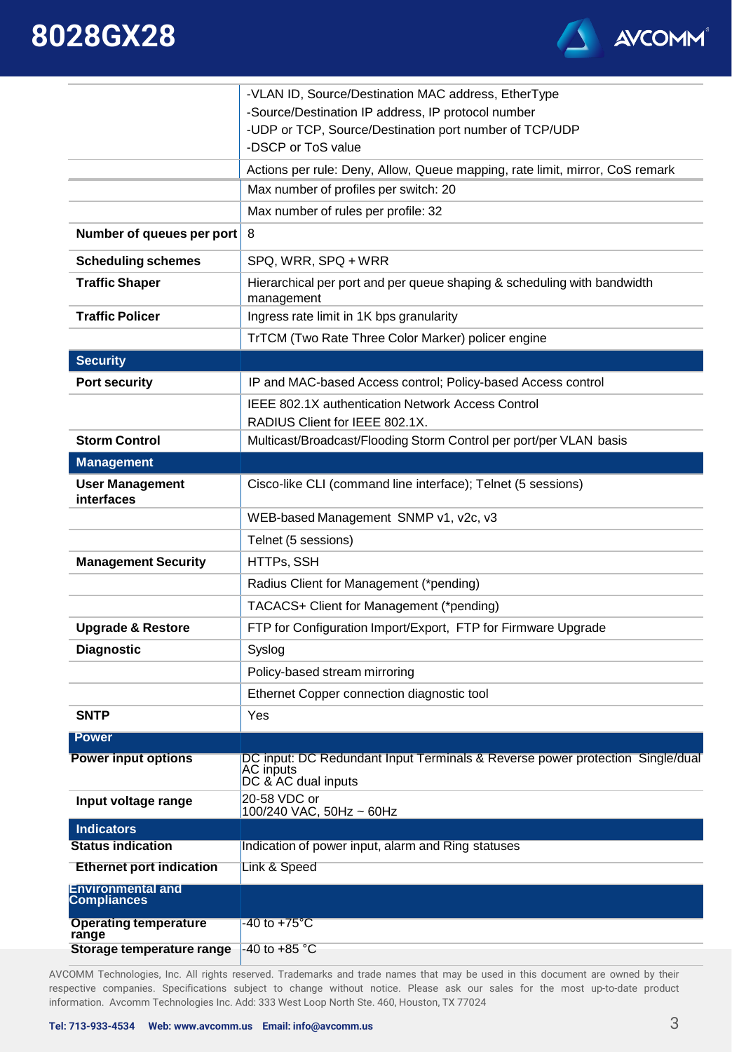| | |
|---|---|
| | -VLAN ID, Source/Destination MAC address, EtherType<br>-Source/Destination IP address, IP protocol number<br>-UDP or TCP, Source/Destination port number of TCP/UDP<br>-DSCP or ToS value |
| | Actions per rule: Deny, Allow, Queue mapping, rate limit, mirror, CoS remark |
| | Max number of profiles per switch: 20 |
| | Max number of rules per profile: 32 |
| **Number of queues per port** | 8 |
| **Scheduling schemes** | SPQ, WRR, SPQ + WRR |
| **Traffic Shaper** | Hierarchical per port and per queue shaping & scheduling with bandwidth management |
| **Traffic Policer** | Ingress rate limit in 1K bps granularity |
| | TrTCM (Two Rate Three Color Marker) policer engine |
| **Security** | |
| **Port security** | IP and MAC-based Access control; Policy-based Access control |
| | IEEE 802.1X authentication Network Access Control<br>RADIUS Client for IEEE 802.1X. |
| **Storm Control** | Multicast/Broadcast/Flooding Storm Control per port/per VLAN basis |
| **Management** | |
| **User Management interfaces** | Cisco-like CLI (command line interface); Telnet (5 sessions) |
| | WEB-based Management SNMP v1, v2c, v3 |
| | Telnet (5 sessions) |
| **Management Security** | HTTPs, SSH |
| | Radius Client for Management (*pending) |
| | TACACS+ Client for Management (*pending) |
| **Upgrade & Restore** | FTP for Configuration Import/Export, FTP for Firmware Upgrade |
| **Diagnostic** | Syslog |
| | Policy-based stream mirroring |
| | Ethernet Copper connection diagnostic tool |
| **SNTP** | Yes |
| **Power** | |
| **Power input options** | DC input: DC Redundant Input Terminals & Reverse power protection Single/dual AC inputs<br>DC & AC dual inputs |
| **Input voltage range** | 20-58 VDC or<br>100/240 VAC, 50Hz ~ 60Hz |
| **Indicators** | |
| **Status indication** | Indication of power input, alarm and Ring statuses |
| **Ethernet port indication** | Link & Speed |
| **Environmental and Compliances** | |
| **Operating temperature range** | -40 to +75°C |
| **Storage temperature range** | -40 to +85 °C |

AVCOMM Technologies, Inc. All rights reserved. Trademarks and trade names that may be used in this document are owned by their respective companies. Specifications subject to change without notice. Please ask our sales for the most up-to-date product information. Avcomm Technologies Inc. Add: 333 West Loop North Ste. 460, Houston, TX 77024

**Tel: 713-933-4534 Web: www.avcomm.us Email: info@avcomm.us**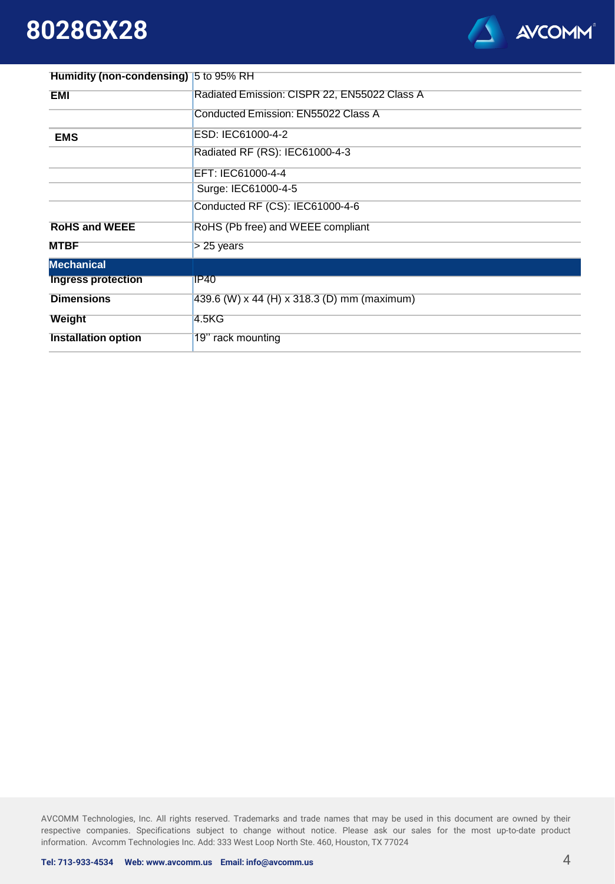| | |
|---|---|
| **Humidity (non-condensing)** | 5 to 95% RH |
| **EMI** | Radiated Emission: CISPR 22, EN55022 Class A |
| | Conducted Emission: EN55022 Class A |
| **EMS** | ESD: IEC61000-4-2 |
| | Radiated RF (RS): IEC61000-4-3 |
| | EFT: IEC61000-4-4 |
| | Surge: IEC61000-4-5 |
| | Conducted RF (CS): IEC61000-4-6 |
| **RoHS and WEEE** | RoHS (Pb free) and WEEE compliant |
| **MTBF** | > 25 years |
| **Mechanical** | |
| **Ingress protection** | IP40 |
| **Dimensions** | 439.6 (W) x 44 (H) x 318.3 (D) mm (maximum) |
| **Weight** | 4.5KG |
| **Installation option** | 19" rack mounting |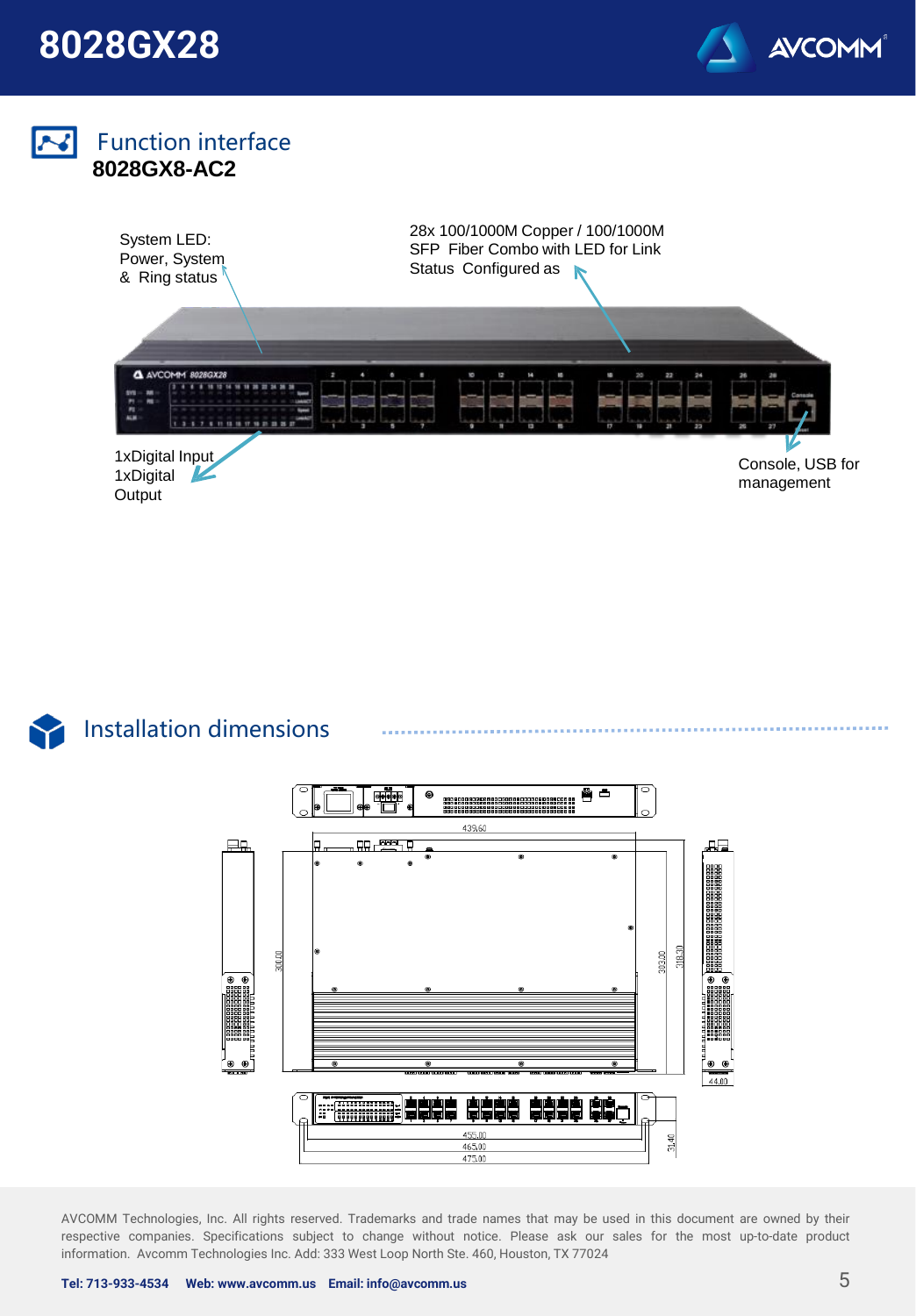# 8028GX28

## Function interface

**8028GX8-AC2**

System LED: Power, System & Ring status

28x 100/1000M Copper / 100/1000M SFP Fiber Combo with LED for Link Status Configured as

1xDigital Input
1xDigital Output

Console, USB for management

## Installation dimensions

439.60

300.00

303.00

318.30

44.00

455.00
465.00
475.00

31.40

AVCOMM Technologies, Inc. All rights reserved. Trademarks and trade names that may be used in this document are owned by their respective companies. Specifications subject to change without notice. Please ask our sales for the most up-to-date product information. Avcomm Technologies Inc. Add: 333 West Loop North Ste. 460, Houston, TX 77024

**Tel: 713-933-4534 Web: www.avcomm.us Email: info@avcomm.us**